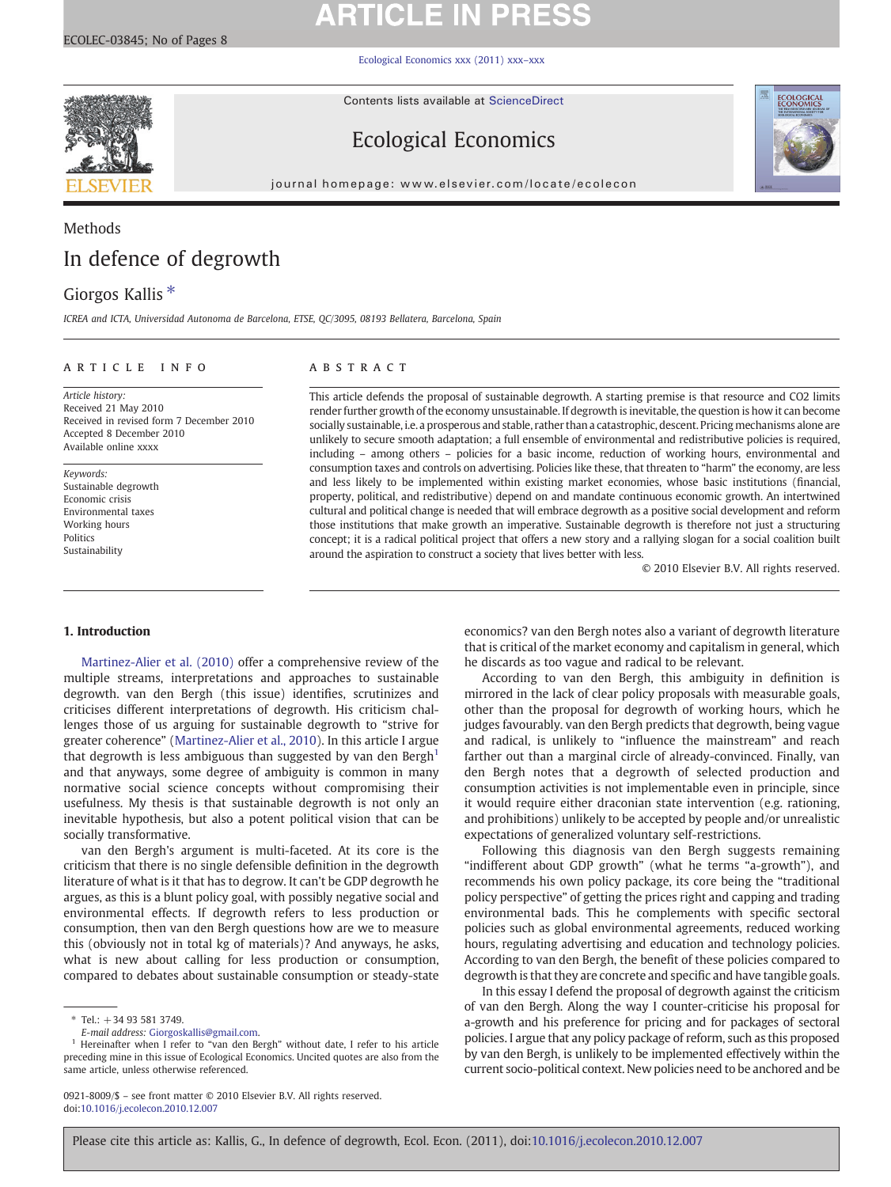Methods

# In defence of degrowth

Giorgos Kallis *

*ICREA and ICTA, Universidad Autonoma de Barcelona, ETSE, QC/3095, 08193 Bellatera, Barcelona, Spain*

**ARTICLE INFO**

*Article history:*
Received 21 May 2010
Received in revised form 7 December 2010
Accepted 8 December 2010
Available online xxxx

*Keywords:*
Sustainable degrowth
Economic crisis
Environmental taxes
Working hours
Politics
Sustainability

**ABSTRACT**

This article defends the proposal of sustainable degrowth. A starting premise is that resource and CO2 limits render further growth of the economy unsustainable. If degrowth is inevitable, the question is how it can become socially sustainable, i.e. a prosperous and stable, rather than a catastrophic, descent. Pricing mechanisms alone are unlikely to secure smooth adaptation; a full ensemble of environmental and redistributive policies is required, including – among others – policies for a basic income, reduction of working hours, environmental and consumption taxes and controls on advertising. Policies like these, that threaten to "harm" the economy, are less and less likely to be implemented within existing market economies, whose basic institutions (financial, property, political, and redistributive) depend on and mandate continuous economic growth. An intertwined cultural and political change is needed that will embrace degrowth as a positive social development and reform those institutions that make growth an imperative. Sustainable degrowth is therefore not just a structuring concept; it is a radical political project that offers a new story and a rallying slogan for a social coalition built around the aspiration to construct a society that lives better with less.

© 2010 Elsevier B.V. All rights reserved.

## 1. Introduction

Martinez-Alier et al. (2010) offer a comprehensive review of the multiple streams, interpretations and approaches to sustainable degrowth. van den Bergh (this issue) identifies, scrutinizes and criticises different interpretations of degrowth. His criticism challenges those of us arguing for sustainable degrowth to "strive for greater coherence" (Martinez-Alier et al., 2010). In this article I argue that degrowth is less ambiguous than suggested by van den Bergh[1] and that anyways, some degree of ambiguity is common in many normative social science concepts without compromising their usefulness. My thesis is that sustainable degrowth is not only an inevitable hypothesis, but also a potent political vision that can be socially transformative.

van den Bergh's argument is multi-faceted. At its core is the criticism that there is no single defensible definition in the degrowth literature of what is it that has to degrow. It can't be GDP degrowth he argues, as this is a blunt policy goal, with possibly negative social and environmental effects. If degrowth refers to less production or consumption, then van den Bergh questions how are we to measure this (obviously not in total kg of materials)? And anyways, he asks, what is new about calling for less production or consumption, compared to debates about sustainable consumption or steady-state economics? van den Bergh notes also a variant of degrowth literature that is critical of the market economy and capitalism in general, which he discards as too vague and radical to be relevant.

According to van den Bergh, this ambiguity in definition is mirrored in the lack of clear policy proposals with measurable goals, other than the proposal for degrowth of working hours, which he judges favourably. van den Bergh predicts that degrowth, being vague and radical, is unlikely to "influence the mainstream" and reach farther out than a marginal circle of already-convinced. Finally, van den Bergh notes that a degrowth of selected production and consumption activities is not implementable even in principle, since it would require either draconian state intervention (e.g. rationing, and prohibitions) unlikely to be accepted by people and/or unrealistic expectations of generalized voluntary self-restrictions.

Following this diagnosis van den Bergh suggests remaining "indifferent about GDP growth" (what he terms "a-growth"), and recommends his own policy package, its core being the "traditional policy perspective" of getting the prices right and capping and trading environmental bads. This he complements with specific sectoral policies such as global environmental agreements, reduced working hours, regulating advertising and education and technology policies. According to van den Bergh, the benefit of these policies compared to degrowth is that they are concrete and specific and have tangible goals.

In this essay I defend the proposal of degrowth against the criticism of van den Bergh. Along the way I counter-criticise his proposal for a-growth and his preference for pricing and for packages of sectoral policies. I argue that any policy package of reform, such as this proposed by van den Bergh, is unlikely to be implemented effectively within the current socio-political context. New policies need to be anchored and be

* Tel.: +34 93 581 3749.
*E-mail address:* Giorgoskallis@gmail.com.

[1] Hereinafter when I refer to "van den Bergh" without date, I refer to his article preceding mine in this issue of Ecological Economics. Uncited quotes are also from the same article, unless otherwise referenced.

0921-8009/$ – see front matter © 2010 Elsevier B.V. All rights reserved.
doi:10.1016/j.ecolecon.2010.12.007

Please cite this article as: Kallis, G., In defence of degrowth, Ecol. Econ. (2011), doi:10.1016/j.ecolecon.2010.12.007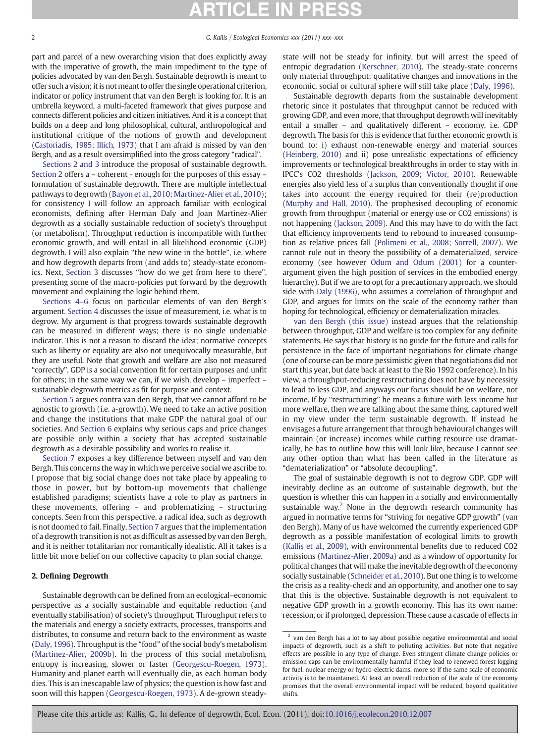part and parcel of a new overarching vision that does explicitly away with the imperative of growth, the main impediment to the type of policies advocated by van den Bergh. Sustainable degrowth is meant to offer such a vision; it is not meant to offer the single operational criterion, indicator or policy instrument that van den Bergh is looking for. It is an umbrella keyword, a multi-faceted framework that gives purpose and connects different policies and citizen initiatives. And it is a concept that builds on a deep and long philosophical, cultural, anthropological and institutional critique of the notions of growth and development (Castoriadis, 1985; Illich, 1973) that I am afraid is missed by van den Bergh, and as a result oversimplified into the gross category "radical".

Sections 2 and 3 introduce the proposal of sustainable degrowth. Section 2 offers a – coherent - enough for the purposes of this essay – formulation of sustainable degrowth. There are multiple intellectual pathways to degrowth (Bayon et al., 2010; Martinez-Alier et al., 2010); for consistency I will follow an approach familiar with ecological economists, defining after Herman Daly and Joan Martinez-Alier degrowth as a socially sustainable reduction of society's throughput (or metabolism). Throughput reduction is incompatible with further economic growth, and will entail in all likelihood economic (GDP) degrowth. I will also explain "the new wine in the bottle", i.e. where and how degrowth departs from (and adds to) steady-state economics. Next, Section 3 discusses "how do we get from here to there", presenting some of the macro-policies put forward by the degrowth movement and explaining the logic behind them.

Sections 4–6 focus on particular elements of van den Bergh's argument. Section 4 discusses the issue of measurement, i.e. what is to degrow. My argument is that progress towards sustainable degrowth can be measured in different ways; there is no single undeniable indicator. This is not a reason to discard the idea; normative concepts such as liberty or equality are also not unequivocally measurable, but they are useful. Note that growth and welfare are also not measured "correctly". GDP is a social convention fit for certain purposes and unfit for others; in the same way we can, if we wish, develop – imperfect – sustainable degrowth metrics as fit for purpose and context.

Section 5 argues contra van den Bergh, that we cannot afford to be agnostic to growth (i.e. a-growth). We need to take an active position and change the institutions that make GDP the natural goal of our societies. And Section 6 explains why serious caps and price changes are possible only within a society that has accepted sustainable degrowth as a desirable possibility and works to realise it.

Section 7 exposes a key difference between myself and van den Bergh. This concerns the way in which we perceive social we ascribe to. I propose that big social change does not take place by appealing to those in power, but by bottom-up movements that challenge established paradigms; scientists have a role to play as partners in these movements, offering – and problematizing – structuring concepts. Seen from this perspective, a radical idea, such as degrowth is not doomed to fail. Finally, Section 7 argues that the implementation of a degrowth transition is not as difficult as assessed by van den Bergh, and it is neither totalitarian nor romantically idealistic. All it takes is a little bit more belief on our collective capacity to plan social change.

## 2. Defining Degrowth

Sustainable degrowth can be defined from an ecological–economic perspective as a socially sustainable and equitable reduction (and eventually stabilisation) of society's throughput. Throughput refers to the materials and energy a society extracts, processes, transports and distributes, to consume and return back to the environment as waste (Daly, 1996). Throughput is the "food" of the social body's metabolism (Martinez-Alier, 2009b). In the process of this social metabolism, entropy is increasing, slower or faster (Georgescu-Roegen, 1973). Humanity and planet earth will eventually die, as each human body dies. This is an inescapable law of physics; the question is how fast and soon will this happen (Georgescu-Roegen, 1973). A de-grown steady-state will not be steady for infinity, but will arrest the speed of entropic degradation (Kerschner, 2010). The steady-state concerns only material throughput; qualitative changes and innovations in the economic, social or cultural sphere will still take place (Daly, 1996).

Sustainable degrowth departs from the sustainable development rhetoric since it postulates that throughput cannot be reduced with growing GDP, and even more, that throughput degrowth will inevitably entail a smaller – and qualitatively different – economy, i.e. GDP degrowth. The basis for this is evidence that further economic growth is bound to: i) exhaust non-renewable energy and material sources (Heinberg, 2010) and ii) pose unrealistic expectations of efficiency improvements or technological breakthroughs in order to stay with in IPCC's CO2 thresholds (Jackson, 2009; Victor, 2010). Renewable energies also yield less of a surplus than conventionally thought if one takes into account the energy required for their (re)production (Murphy and Hall, 2010). The prophesised decoupling of economic growth from throughput (material or energy use or CO2 emissions) is not happening (Jackson, 2009). And this may have to do with the fact that efficiency improvements tend to rebound to increased consumption as relative prices fall (Polimeni et al., 2008; Sorrell, 2007). We cannot rule out in theory the possibility of a dematerialized, service economy (see however Odum and Odum (2001) for a counter-argument given the high position of services in the embodied energy hierarchy). But if we are to opt for a precautionary approach, we should side with Daly (1996), who assumes a correlation of throughput and GDP, and argues for limits on the scale of the economy rather than hoping for technological, efficiency or dematerialization miracles.

van den Bergh (this issue) instead argues that the relationship between throughput, GDP and welfare is too complex for any definite statements. He says that history is no guide for the future and calls for persistence in the face of important negotiations for climate change (one of course can be more pessimistic given that negotiations did not start this year, but date back at least to the Rio 1992 conference). In his view, a throughput-reducing restructuring does not have by necessity to lead to less GDP, and anyways our focus should be on welfare, not income. If by "restructuring" he means a future with less income but more welfare, then we are talking about the same thing, captured well in my view under the term sustainable degrowth. If instead he envisages a future arrangement that through behavioural changes will maintain (or increase) incomes while cutting resource use dramatically, he has to outline how this will look like, because I cannot see any other option than what has been called in the literature as "dematerialization" or "absolute decoupling".

The goal of sustainable degrowth is not to degrow GDP. GDP will inevitably decline as an outcome of sustainable degrowth, but the question is whether this can happen in a socially and environmentally sustainable way.[2] None in the degrowth research community has argued in normative terms for "striving for negative GDP growth" (van den Bergh). Many of us have welcomed the currently experienced GDP degrowth as a possible manifestation of ecological limits to growth (Kallis et al., 2009), with environmental benefits due to reduced CO2 emissions (Martinez-Alier, 2009a) and as a window of opportunity for political changes that will make the inevitable degrowth of the economy socially sustainable (Schneider et al., 2010). But one thing is to welcome the crisis as a reality-check and an opportunity, and another one to say that this is the objective. Sustainable degrowth is not equivalent to negative GDP growth in a growth economy. This has its own name: recession, or if prolonged, depression. These cause a cascade of effects in

[2] van den Bergh has a lot to say about possible negative environmental and social impacts of degrowth, such as a shift to polluting activities. But note that negative effects are possible in any type of change. Even stringent climate change policies or emission caps can be environmentally harmful if they lead to renewed forest logging for fuel, nuclear energy or hydro-electric dams, more so if the same scale of economic activity is to be maintained. At least an overall reduction of the scale of the economy promises that the overall environmental impact will be reduced, beyond qualitative shifts.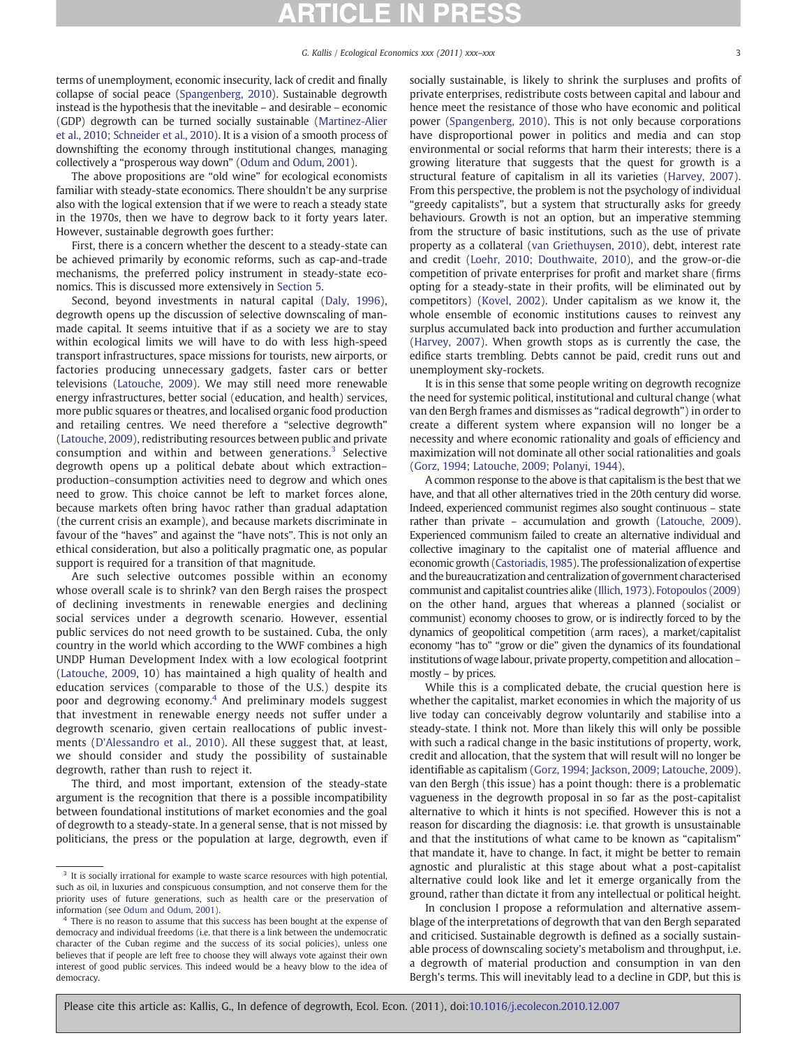terms of unemployment, economic insecurity, lack of credit and finally collapse of social peace (Spangenberg, 2010). Sustainable degrowth instead is the hypothesis that the inevitable – and desirable – economic (GDP) degrowth can be turned socially sustainable (Martinez-Alier et al., 2010; Schneider et al., 2010). It is a vision of a smooth process of downshifting the economy through institutional changes, managing collectively a "prosperous way down" (Odum and Odum, 2001).

The above propositions are "old wine" for ecological economists familiar with steady-state economics. There shouldn't be any surprise also with the logical extension that if we were to reach a steady state in the 1970s, then we have to degrow back to it forty years later. However, sustainable degrowth goes further:

First, there is a concern whether the descent to a steady-state can be achieved primarily by economic reforms, such as cap-and-trade mechanisms, the preferred policy instrument in steady-state economics. This is discussed more extensively in Section 5.

Second, beyond investments in natural capital (Daly, 1996), degrowth opens up the discussion of selective downscaling of man-made capital. It seems intuitive that if as a society we are to stay within ecological limits we will have to do with less high-speed transport infrastructures, space missions for tourists, new airports, or factories producing unnecessary gadgets, faster cars or better televisions (Latouche, 2009). We may still need more renewable energy infrastructures, better social (education, and health) services, more public squares or theatres, and localised organic food production and retailing centres. We need therefore a "selective degrowth" (Latouche, 2009), redistributing resources between public and private consumption and within and between generations.[3] Selective degrowth opens up a political debate about which extraction–production–consumption activities need to degrow and which ones need to grow. This choice cannot be left to market forces alone, because markets often bring havoc rather than gradual adaptation (the current crisis an example), and because markets discriminate in favour of the "haves" and against the "have nots". This is not only an ethical consideration, but also a politically pragmatic one, as popular support is required for a transition of that magnitude.

Are such selective outcomes possible within an economy whose overall scale is to shrink? van den Bergh raises the prospect of declining investments in renewable energies and declining social services under a degrowth scenario. However, essential public services do not need growth to be sustained. Cuba, the only country in the world which according to the WWF combines a high UNDP Human Development Index with a low ecological footprint (Latouche, 2009, 10) has maintained a high quality of health and education services (comparable to those of the U.S.) despite its poor and degrowing economy.[4] And preliminary models suggest that investment in renewable energy needs not suffer under a degrowth scenario, given certain reallocations of public investments (D'Alessandro et al., 2010). All these suggest that, at least, we should consider and study the possibility of sustainable degrowth, rather than rush to reject it.

The third, and most important, extension of the steady-state argument is the recognition that there is a possible incompatibility between foundational institutions of market economies and the goal of degrowth to a steady-state. In a general sense, that is not missed by politicians, the press or the population at large, degrowth, even if socially sustainable, is likely to shrink the surpluses and profits of private enterprises, redistribute costs between capital and labour and hence meet the resistance of those who have economic and political power (Spangenberg, 2010). This is not only because corporations have disproportional power in politics and media and can stop environmental or social reforms that harm their interests; there is a growing literature that suggests that the quest for growth is a structural feature of capitalism in all its varieties (Harvey, 2007). From this perspective, the problem is not the psychology of individual "greedy capitalists", but a system that structurally asks for greedy behaviours. Growth is not an option, but an imperative stemming from the structure of basic institutions, such as the use of private property as a collateral (van Griethuysen, 2010), debt, interest rate and credit (Loehr, 2010; Douthwaite, 2010), and the grow-or-die competition of private enterprises for profit and market share (firms opting for a steady-state in their profits, will be eliminated out by competitors) (Kovel, 2002). Under capitalism as we know it, the whole ensemble of economic institutions causes to reinvest any surplus accumulated back into production and further accumulation (Harvey, 2007). When growth stops as is currently the case, the edifice starts trembling. Debts cannot be paid, credit runs out and unemployment sky-rockets.

It is in this sense that some people writing on degrowth recognize the need for systemic political, institutional and cultural change (what van den Bergh frames and dismisses as "radical degrowth") in order to create a different system where expansion will no longer be a necessity and where economic rationality and goals of efficiency and maximization will not dominate all other social rationalities and goals (Gorz, 1994; Latouche, 2009; Polanyi, 1944).

A common response to the above is that capitalism is the best that we have, and that all other alternatives tried in the 20th century did worse. Indeed, experienced communist regimes also sought continuous – state rather than private – accumulation and growth (Latouche, 2009). Experienced communism failed to create an alternative individual and collective imaginary to the capitalist one of material affluence and economic growth (Castoriadis, 1985). The professionalization of expertise and the bureaucratization and centralization of government characterised communist and capitalist countries alike (Illich, 1973). Fotopoulos (2009) on the other hand, argues that whereas a planned (socialist or communist) economy chooses to grow, or is indirectly forced to by the dynamics of geopolitical competition (arm races), a market/capitalist economy "has to" "grow or die" given the dynamics of its foundational institutions of wage labour, private property, competition and allocation – mostly – by prices.

While this is a complicated debate, the crucial question here is whether the capitalist, market economies in which the majority of us live today can conceivably degrow voluntarily and stabilise into a steady-state. I think not. More than likely this will only be possible with such a radical change in the basic institutions of property, work, credit and allocation, that the system that will result will no longer be identifiable as capitalism (Gorz, 1994; Jackson, 2009; Latouche, 2009). van den Bergh (this issue) has a point though: there is a problematic vagueness in the degrowth proposal in so far as the post-capitalist alternative to which it hints is not specified. However this is not a reason for discarding the diagnosis: i.e. that growth is unsustainable and that the institutions of what came to be known as "capitalism" that mandate it, have to change. In fact, it might be better to remain agnostic and pluralistic at this stage about what a post-capitalist alternative could look like and let it emerge organically from the ground, rather than dictate it from any intellectual or political height.

In conclusion I propose a reformulation and alternative assemblage of the interpretations of degrowth that van den Bergh separated and criticised. Sustainable degrowth is defined as a socially sustainable process of downscaling society's metabolism and throughput, i.e. a degrowth of material production and consumption in van den Bergh's terms. This will inevitably lead to a decline in GDP, but this is

[3] It is socially irrational for example to waste scarce resources with high potential, such as oil, in luxuries and conspicuous consumption, and not conserve them for the priority uses of future generations, such as health care or the preservation of information (see Odum and Odum, 2001).

[4] There is no reason to assume that this success has been bought at the expense of democracy and individual freedoms (i.e. that there is a link between the undemocratic character of the Cuban regime and the success of its social policies), unless one believes that if people are left free to choose they will always vote against their own interest of good public services. This indeed would be a heavy blow to the idea of democracy.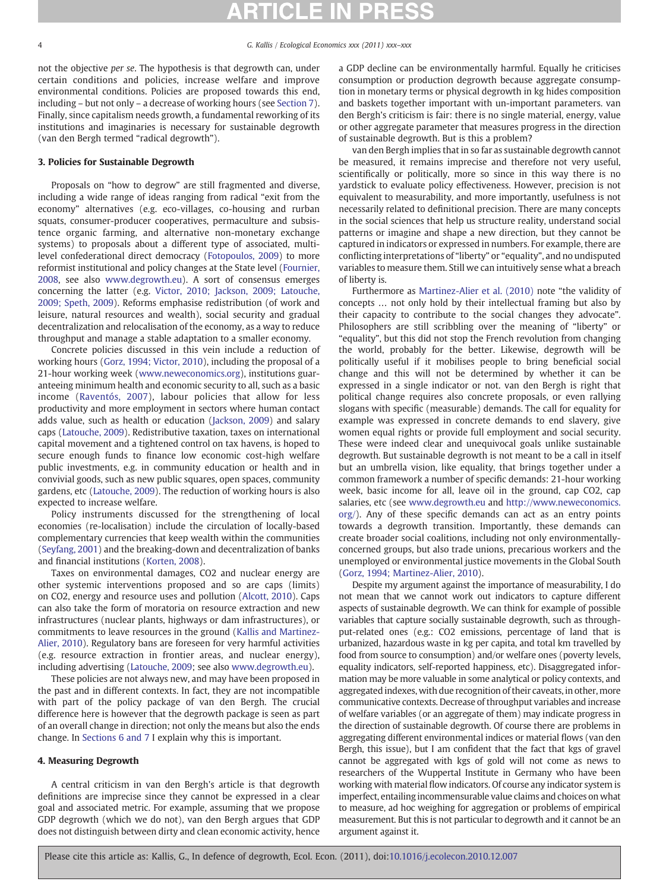not the objective *per se*. The hypothesis is that degrowth can, under certain conditions and policies, increase welfare and improve environmental conditions. Policies are proposed towards this end, including – but not only – a decrease of working hours (see Section 7). Finally, since capitalism needs growth, a fundamental reworking of its institutions and imaginaries is necessary for sustainable degrowth (van den Bergh termed "radical degrowth").

## 3. Policies for Sustainable Degrowth

Proposals on "how to degrow" are still fragmented and diverse, including a wide range of ideas ranging from radical "exit from the economy" alternatives (e.g. eco-villages, co-housing and rurban squats, consumer-producer cooperatives, permaculture and subsistence organic farming, and alternative non-monetary exchange systems) to proposals about a different type of associated, multi-level confederational direct democracy (Fotopoulos, 2009) to more reformist institutional and policy changes at the State level (Fournier, 2008, see also www.degrowth.eu). A sort of consensus emerges concerning the latter (e.g. Victor, 2010; Jackson, 2009; Latouche, 2009; Speth, 2009). Reforms emphasise redistribution (of work and leisure, natural resources and wealth), social security and gradual decentralization and relocalisation of the economy, as a way to reduce throughput and manage a stable adaptation to a smaller economy.

Concrete policies discussed in this vein include a reduction of working hours (Gorz, 1994; Victor, 2010), including the proposal of a 21-hour working week (www.neweconomics.org), institutions guaranteeing minimum health and economic security to all, such as a basic income (Raventós, 2007), labour policies that allow for less productivity and more employment in sectors where human contact adds value, such as health or education (Jackson, 2009) and salary caps (Latouche, 2009). Redistributive taxation, taxes on international capital movement and a tightened control on tax havens, is hoped to secure enough funds to finance low economic cost-high welfare public investments, e.g. in community education or health and in convivial goods, such as new public squares, open spaces, community gardens, etc (Latouche, 2009). The reduction of working hours is also expected to increase welfare.

Policy instruments discussed for the strengthening of local economies (re-localisation) include the circulation of locally-based complementary currencies that keep wealth within the communities (Seyfang, 2001) and the breaking-down and decentralization of banks and financial institutions (Korten, 2008).

Taxes on environmental damages, CO2 and nuclear energy are other systemic interventions proposed and so are caps (limits) on CO2, energy and resource uses and pollution (Alcott, 2010). Caps can also take the form of moratoria on resource extraction and new infrastructures (nuclear plants, highways or dam infrastructures), or commitments to leave resources in the ground (Kallis and Martinez-Alier, 2010). Regulatory bans are foreseen for very harmful activities (e.g. resource extraction in frontier areas, and nuclear energy), including advertising (Latouche, 2009; see also www.degrowth.eu).

These policies are not always new, and may have been proposed in the past and in different contexts. In fact, they are not incompatible with part of the policy package of van den Bergh. The crucial difference here is however that the degrowth package is seen as part of an overall change in direction; not only the means but also the ends change. In Sections 6 and 7 I explain why this is important.

## 4. Measuring Degrowth

A central criticism in van den Bergh's article is that degrowth definitions are imprecise since they cannot be expressed in a clear goal and associated metric. For example, assuming that we propose GDP degrowth (which we do not), van den Bergh argues that GDP does not distinguish between dirty and clean economic activity, hence a GDP decline can be environmentally harmful. Equally he criticises consumption or production degrowth because aggregate consumption in monetary terms or physical degrowth in kg hides composition and baskets together important with un-important parameters. van den Bergh's criticism is fair: there is no single material, energy, value or other aggregate parameter that measures progress in the direction of sustainable degrowth. But is this a problem?

van den Bergh implies that in so far as sustainable degrowth cannot be measured, it remains imprecise and therefore not very useful, scientifically or politically, more so since in this way there is no yardstick to evaluate policy effectiveness. However, precision is not equivalent to measurability, and more importantly, usefulness is not necessarily related to definitional precision. There are many concepts in the social sciences that help us structure reality, understand social patterns or imagine and shape a new direction, but they cannot be captured in indicators or expressed in numbers. For example, there are conflicting interpretations of "liberty" or "equality", and no undisputed variables to measure them. Still we can intuitively sense what a breach of liberty is.

Furthermore as Martinez-Alier et al. (2010) note "the validity of concepts … not only hold by their intellectual framing but also by their capacity to contribute to the social changes they advocate". Philosophers are still scribbling over the meaning of "liberty" or "equality", but this did not stop the French revolution from changing the world, probably for the better. Likewise, degrowth will be politically useful if it mobilises people to bring beneficial social change and this will not be determined by whether it can be expressed in a single indicator or not. van den Bergh is right that political change requires also concrete proposals, or even rallying slogans with specific (measurable) demands. The call for equality for example was expressed in concrete demands to end slavery, give women equal rights or provide full employment and social security. These were indeed clear and unequivocal goals unlike sustainable degrowth. But sustainable degrowth is not meant to be a call in itself but an umbrella vision, like equality, that brings together under a common framework a number of specific demands: 21-hour working week, basic income for all, leave oil in the ground, cap CO2, cap salaries, etc (see www.degrowth.eu and http://www.neweconomics.org/). Any of these specific demands can act as an entry points towards a degrowth transition. Importantly, these demands can create broader social coalitions, including not only environmentally-concerned groups, but also trade unions, precarious workers and the unemployed or environmental justice movements in the Global South (Gorz, 1994; Martinez-Alier, 2010).

Despite my argument against the importance of measurability, I do not mean that we cannot work out indicators to capture different aspects of sustainable degrowth. We can think for example of possible variables that capture socially sustainable degrowth, such as throughput-related ones (e.g.: CO2 emissions, percentage of land that is urbanized, hazardous waste in kg per capita, and total km travelled by food from source to consumption) and/or welfare ones (poverty levels, equality indicators, self-reported happiness, etc). Disaggregated information may be more valuable in some analytical or policy contexts, and aggregated indexes, with due recognition of their caveats, in other, more communicative contexts. Decrease of throughput variables and increase of welfare variables (or an aggregate of them) may indicate progress in the direction of sustainable degrowth. Of course there are problems in aggregating different environmental indices or material flows (van den Bergh, this issue), but I am confident that the fact that kgs of gravel cannot be aggregated with kgs of gold will not come as news to researchers of the Wuppertal Institute in Germany who have been working with material flow indicators. Of course any indicator system is imperfect, entailing incommensurable value claims and choices on what to measure, ad hoc weighing for aggregation or problems of empirical measurement. But this is not particular to degrowth and it cannot be an argument against it.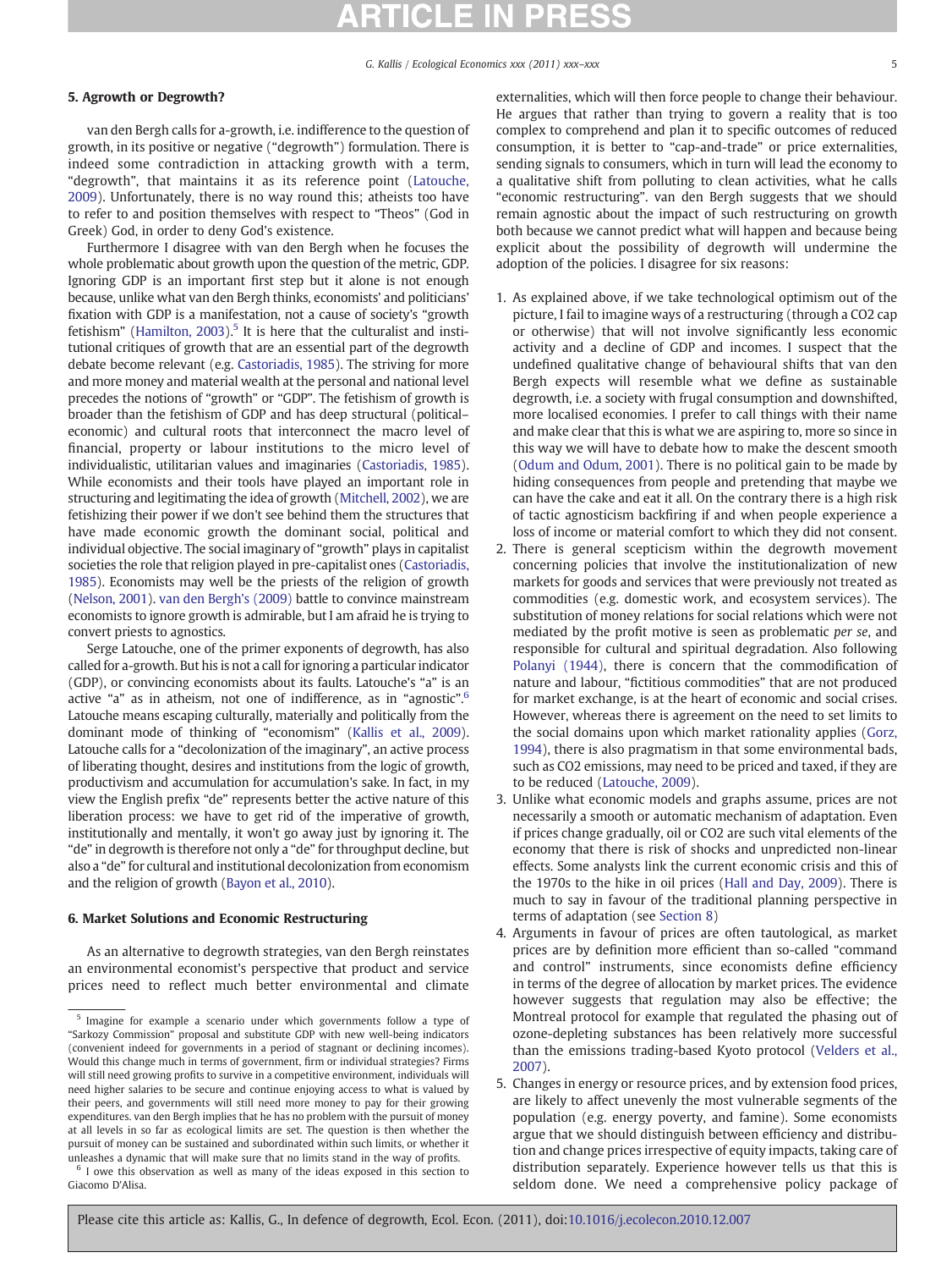## 5. Agrowth or Degrowth?

van den Bergh calls for a-growth, i.e. indifference to the question of growth, in its positive or negative ("degrowth") formulation. There is indeed some contradiction in attacking growth with a term, "degrowth", that maintains it as its reference point (Latouche, 2009). Unfortunately, there is no way round this; atheists too have to refer to and position themselves with respect to "Theos" (God in Greek) God, in order to deny God's existence.

Furthermore I disagree with van den Bergh when he focuses the whole problematic about growth upon the question of the metric, GDP. Ignoring GDP is an important first step but it alone is not enough because, unlike what van den Bergh thinks, economists' and politicians' fixation with GDP is a manifestation, not a cause of society's "growth fetishism" (Hamilton, 2003).[5] It is here that the culturalist and institutional critiques of growth that are an essential part of the degrowth debate become relevant (e.g. Castoriadis, 1985). The striving for more and more money and material wealth at the personal and national level precedes the notions of "growth" or "GDP". The fetishism of growth is broader than the fetishism of GDP and has deep structural (political–economic) and cultural roots that interconnect the macro level of financial, property or labour institutions to the micro level of individualistic, utilitarian values and imaginaries (Castoriadis, 1985). While economists and their tools have played an important role in structuring and legitimating the idea of growth (Mitchell, 2002), we are fetishizing their power if we don't see behind them the structures that have made economic growth the dominant social, political and individual objective. The social imaginary of "growth" plays in capitalist societies the role that religion played in pre-capitalist ones (Castoriadis, 1985). Economists may well be the priests of the religion of growth (Nelson, 2001). van den Bergh's (2009) battle to convince mainstream economists to ignore growth is admirable, but I am afraid he is trying to convert priests to agnostics.

Serge Latouche, one of the primer exponents of degrowth, has also called for a-growth. But his is not a call for ignoring a particular indicator (GDP), or convincing economists about its faults. Latouche's "a" is an active "a" as in atheism, not one of indifference, as in "agnostic".[6] Latouche means escaping culturally, materially and politically from the dominant mode of thinking of "economism" (Kallis et al., 2009). Latouche calls for a "decolonization of the imaginary", an active process of liberating thought, desires and institutions from the logic of growth, productivism and accumulation for accumulation's sake. In fact, in my view the English prefix "de" represents better the active nature of this liberation process: we have to get rid of the imperative of growth, institutionally and mentally, it won't go away just by ignoring it. The "de" in degrowth is therefore not only a "de" for throughput decline, but also a "de" for cultural and institutional decolonization from economism and the religion of growth (Bayon et al., 2010).

## 6. Market Solutions and Economic Restructuring

As an alternative to degrowth strategies, van den Bergh reinstates an environmental economist's perspective that product and service prices need to reflect much better environmental and climate externalities, which will then force people to change their behaviour. He argues that rather than trying to govern a reality that is too complex to comprehend and plan it to specific outcomes of reduced consumption, it is better to "cap-and-trade" or price externalities, sending signals to consumers, which in turn will lead the economy to a qualitative shift from polluting to clean activities, what he calls "economic restructuring". van den Bergh suggests that we should remain agnostic about the impact of such restructuring on growth both because we cannot predict what will happen and because being explicit about the possibility of degrowth will undermine the adoption of the policies. I disagree for six reasons:

1. As explained above, if we take technological optimism out of the picture, I fail to imagine ways of a restructuring (through a $CO_2$ cap or otherwise) that will not involve significantly less economic activity and a decline of GDP and incomes. I suspect that the undefined qualitative change of behavioural shifts that van den Bergh expects will resemble what we define as sustainable degrowth, i.e. a society with frugal consumption and downshifted, more localised economies. I prefer to call things with their name and make clear that this is what we are aspiring to, more so since in this way we will have to debate how to make the descent smooth (Odum and Odum, 2001). There is no political gain to be made by hiding consequences from people and pretending that maybe we can have the cake and eat it all. On the contrary there is a high risk of tactic agnosticism backfiring if and when people experience a loss of income or material comfort to which they did not consent.
2. There is general scepticism within the degrowth movement concerning policies that involve the institutionalization of new markets for goods and services that were previously not treated as commodities (e.g. domestic work, and ecosystem services). The substitution of money relations for social relations which were not mediated by the profit motive is seen as problematic *per se*, and responsible for cultural and spiritual degradation. Also following Polanyi (1944), there is concern that the commodification of nature and labour, "fictitious commodities" that are not produced for market exchange, is at the heart of economic and social crises. However, whereas there is agreement on the need to set limits to the social domains upon which market rationality applies (Gorz, 1994), there is also pragmatism in that some environmental bads, such as $CO_2$ emissions, may need to be priced and taxed, if they are to be reduced (Latouche, 2009).
3. Unlike what economic models and graphs assume, prices are not necessarily a smooth or automatic mechanism of adaptation. Even if prices change gradually, oil or $CO_2$ are such vital elements of the economy that there is risk of shocks and unpredicted non-linear effects. Some analysts link the current economic crisis and this of the 1970s to the hike in oil prices (Hall and Day, 2009). There is much to say in favour of the traditional planning perspective in terms of adaptation (see Section 8)
4. Arguments in favour of prices are often tautological, as market prices are by definition more efficient than so-called "command and control" instruments, since economists define efficiency in terms of the degree of allocation by market prices. The evidence however suggests that regulation may also be effective; the Montreal protocol for example that regulated the phasing out of ozone-depleting substances has been relatively more successful than the emissions trading-based Kyoto protocol (Velders et al., 2007).
5. Changes in energy or resource prices, and by extension food prices, are likely to affect unevenly the most vulnerable segments of the population (e.g. energy poverty, and famine). Some economists argue that we should distinguish between efficiency and distribution and change prices irrespective of equity impacts, taking care of distribution separately. Experience however tells us that this is seldom done. We need a comprehensive policy package of

[5] Imagine for example a scenario under which governments follow a type of "Sarkozy Commission" proposal and substitute GDP with new well-being indicators (convenient indeed for governments in a period of stagnant or declining incomes). Would this change much in terms of government, firm or individual strategies? Firms will still need growing profits to survive in a competitive environment, individuals will need higher salaries to be secure and continue enjoying access to what is valued by their peers, and governments will still need more money to pay for their growing expenditures. van den Bergh implies that he has no problem with the pursuit of money at all levels in so far as ecological limits are set. The question is then whether the pursuit of money can be sustained and subordinated within such limits, or whether it unleashes a dynamic that will make sure that no limits stand in the way of profits.

[6] I owe this observation as well as many of the ideas exposed in this section to Giacomo D'Alisa.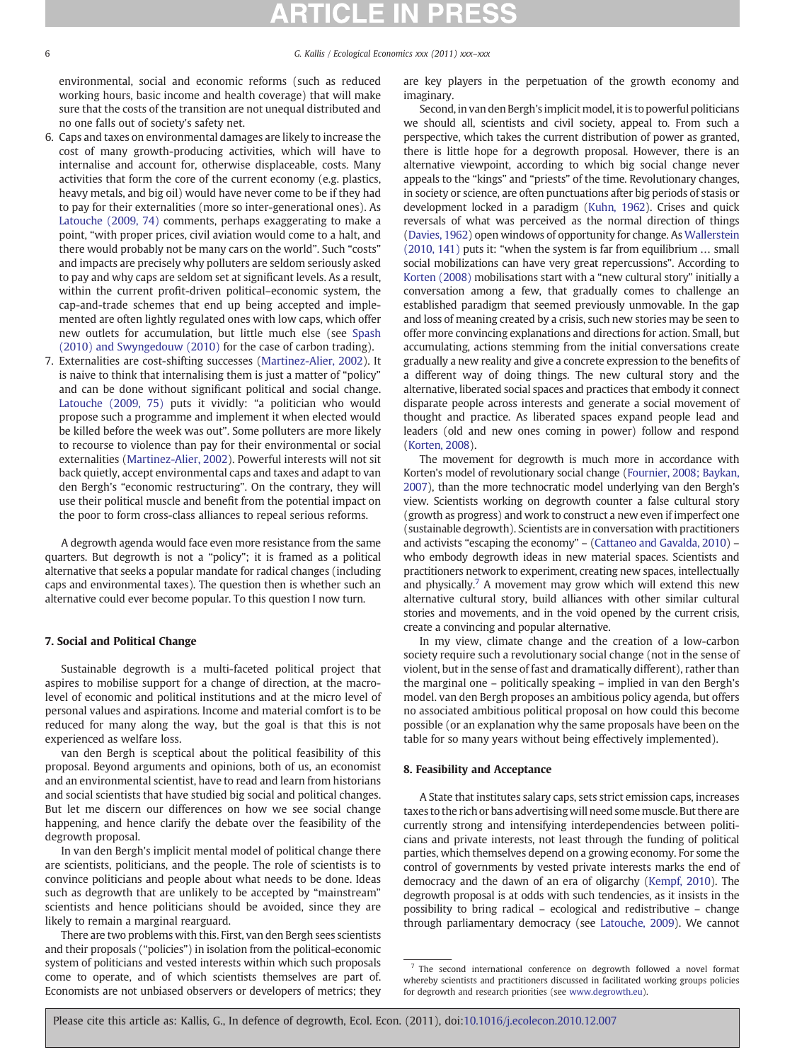environmental, social and economic reforms (such as reduced working hours, basic income and health coverage) that will make sure that the costs of the transition are not unequal distributed and no one falls out of society's safety net.

6. Caps and taxes on environmental damages are likely to increase the cost of many growth-producing activities, which will have to internalise and account for, otherwise displaceable, costs. Many activities that form the core of the current economy (e.g. plastics, heavy metals, and big oil) would have never come to be if they had to pay for their externalities (more so inter-generational ones). As Latouche (2009, 74) comments, perhaps exaggerating to make a point, "with proper prices, civil aviation would come to a halt, and there would probably not be many cars on the world". Such "costs" and impacts are precisely why polluters are seldom seriously asked to pay and why caps are seldom set at significant levels. As a result, within the current profit-driven political–economic system, the cap-and-trade schemes that end up being accepted and implemented are often lightly regulated ones with low caps, which offer new outlets for accumulation, but little much else (see Spash (2010) and Swyngedouw (2010) for the case of carbon trading).
7. Externalities are cost-shifting successes (Martinez-Alier, 2002). It is naive to think that internalising them is just a matter of "policy" and can be done without significant political and social change. Latouche (2009, 75) puts it vividly: "a politician who would propose such a programme and implement it when elected would be killed before the week was out". Some polluters are more likely to recourse to violence than pay for their environmental or social externalities (Martinez-Alier, 2002). Powerful interests will not sit back quietly, accept environmental caps and taxes and adapt to van den Bergh's "economic restructuring". On the contrary, they will use their political muscle and benefit from the potential impact on the poor to form cross-class alliances to repeal serious reforms.

A degrowth agenda would face even more resistance from the same quarters. But degrowth is not a "policy"; it is framed as a political alternative that seeks a popular mandate for radical changes (including caps and environmental taxes). The question then is whether such an alternative could ever become popular. To this question I now turn.

## 7. Social and Political Change

Sustainable degrowth is a multi-faceted political project that aspires to mobilise support for a change of direction, at the macro-level of economic and political institutions and at the micro level of personal values and aspirations. Income and material comfort is to be reduced for many along the way, but the goal is that this is not experienced as welfare loss.

van den Bergh is sceptical about the political feasibility of this proposal. Beyond arguments and opinions, both of us, an economist and an environmental scientist, have to read and learn from historians and social scientists that have studied big social and political changes. But let me discern our differences on how we see social change happening, and hence clarify the debate over the feasibility of the degrowth proposal.

In van den Bergh's implicit mental model of political change there are scientists, politicians, and the people. The role of scientists is to convince politicians and people about what needs to be done. Ideas such as degrowth that are unlikely to be accepted by "mainstream" scientists and hence politicians should be avoided, since they are likely to remain a marginal rearguard.

There are two problems with this. First, van den Bergh sees scientists and their proposals ("policies") in isolation from the political-economic system of politicians and vested interests within which such proposals come to operate, and of which scientists themselves are part of. Economists are not unbiased observers or developers of metrics; they are key players in the perpetuation of the growth economy and imaginary.

Second, in van den Bergh's implicit model, it is to powerful politicians we should all, scientists and civil society, appeal to. From such a perspective, which takes the current distribution of power as granted, there is little hope for a degrowth proposal. However, there is an alternative viewpoint, according to which big social change never appeals to the "kings" and "priests" of the time. Revolutionary changes, in society or science, are often punctuations after big periods of stasis or development locked in a paradigm (Kuhn, 1962). Crises and quick reversals of what was perceived as the normal direction of things (Davies, 1962) open windows of opportunity for change. As Wallerstein (2010, 141) puts it: "when the system is far from equilibrium … small social mobilizations can have very great repercussions". According to Korten (2008) mobilisations start with a "new cultural story" initially a conversation among a few, that gradually comes to challenge an established paradigm that seemed previously unmovable. In the gap and loss of meaning created by a crisis, such new stories may be seen to offer more convincing explanations and directions for action. Small, but accumulating, actions stemming from the initial conversations create gradually a new reality and give a concrete expression to the benefits of a different way of doing things. The new cultural story and the alternative, liberated social spaces and practices that embody it connect disparate people across interests and generate a social movement of thought and practice. As liberated spaces expand people lead and leaders (old and new ones coming in power) follow and respond (Korten, 2008).

The movement for degrowth is much more in accordance with Korten's model of revolutionary social change (Fournier, 2008; Baykan, 2007), than the more technocratic model underlying van den Bergh's view. Scientists working on degrowth counter a false cultural story (growth as progress) and work to construct a new even if imperfect one (sustainable degrowth). Scientists are in conversation with practitioners and activists "escaping the economy" – (Cattaneo and Gavalda, 2010) – who embody degrowth ideas in new material spaces. Scientists and practitioners network to experiment, creating new spaces, intellectually and physically.[7] A movement may grow which will extend this new alternative cultural story, build alliances with other similar cultural stories and movements, and in the void opened by the current crisis, create a convincing and popular alternative.

In my view, climate change and the creation of a low-carbon society require such a revolutionary social change (not in the sense of violent, but in the sense of fast and dramatically different), rather than the marginal one – politically speaking – implied in van den Bergh's model. van den Bergh proposes an ambitious policy agenda, but offers no associated ambitious political proposal on how could this become possible (or an explanation why the same proposals have been on the table for so many years without being effectively implemented).

## 8. Feasibility and Acceptance

A State that institutes salary caps, sets strict emission caps, increases taxes to the rich or bans advertising will need some muscle. But there are currently strong and intensifying interdependencies between politicians and private interests, not least through the funding of political parties, which themselves depend on a growing economy. For some the control of governments by vested private interests marks the end of democracy and the dawn of an era of oligarchy (Kempf, 2010). The degrowth proposal is at odds with such tendencies, as it insists in the possibility to bring radical – ecological and redistributive – change through parliamentary democracy (see Latouche, 2009). We cannot

[7] The second international conference on degrowth followed a novel format whereby scientists and practitioners discussed in facilitated working groups policies for degrowth and research priorities (see www.degrowth.eu).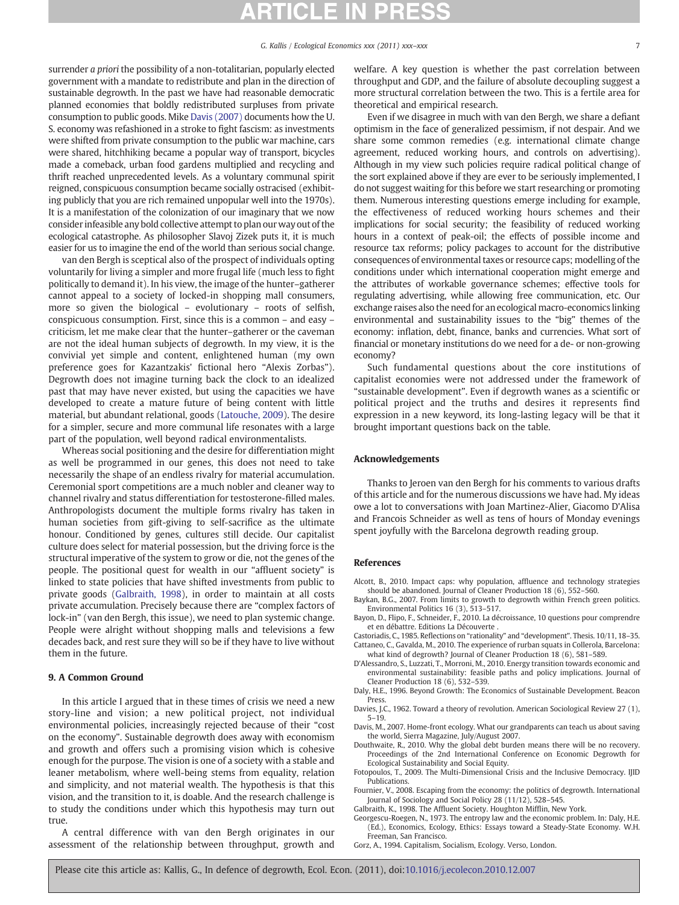surrender *a priori* the possibility of a non-totalitarian, popularly elected government with a mandate to redistribute and plan in the direction of sustainable degrowth. In the past we have had reasonable democratic planned economies that boldly redistributed surpluses from private consumption to public goods. Mike Davis (2007) documents how the U. S. economy was refashioned in a stroke to fight fascism: as investments were shifted from private consumption to the public war machine, cars were shared, hitchhiking became a popular way of transport, bicycles made a comeback, urban food gardens multiplied and recycling and thrift reached unprecedented levels. As a voluntary communal spirit reigned, conspicuous consumption became socially ostracised (exhibiting publicly that you are rich remained unpopular well into the 1970s). It is a manifestation of the colonization of our imaginary that we now consider infeasible any bold collective attempt to plan our way out of the ecological catastrophe. As philosopher Slavoj Zizek puts it, it is much easier for us to imagine the end of the world than serious social change.

van den Bergh is sceptical also of the prospect of individuals opting voluntarily for living a simpler and more frugal life (much less to fight politically to demand it). In his view, the image of the hunter–gatherer cannot appeal to a society of locked-in shopping mall consumers, more so given the biological – evolutionary – roots of selfish, conspicuous consumption. First, since this is a common – and easy – criticism, let me make clear that the hunter–gatherer or the caveman are not the ideal human subjects of degrowth. In my view, it is the convivial yet simple and content, enlightened human (my own preference goes for Kazantzakis' fictional hero "Alexis Zorbas"). Degrowth does not imagine turning back the clock to an idealized past that may have never existed, but using the capacities we have developed to create a mature future of being content with little material, but abundant relational, goods (Latouche, 2009). The desire for a simpler, secure and more communal life resonates with a large part of the population, well beyond radical environmentalists.

Whereas social positioning and the desire for differentiation might as well be programmed in our genes, this does not need to take necessarily the shape of an endless rivalry for material accumulation. Ceremonial sport competitions are a much nobler and cleaner way to channel rivalry and status differentiation for testosterone-filled males. Anthropologists document the multiple forms rivalry has taken in human societies from gift-giving to self-sacrifice as the ultimate honour. Conditioned by genes, cultures still decide. Our capitalist culture does select for material possession, but the driving force is the structural imperative of the system to grow or die, not the genes of the people. The positional quest for wealth in our "affluent society" is linked to state policies that have shifted investments from public to private goods (Galbraith, 1998), in order to maintain at all costs private accumulation. Precisely because there are "complex factors of lock-in" (van den Bergh, this issue), we need to plan systemic change. People were alright without shopping malls and televisions a few decades back, and rest sure they will so be if they have to live without them in the future.

## 9. A Common Ground

In this article I argued that in these times of crisis we need a new story-line and vision; a new political project, not individual environmental policies, increasingly rejected because of their "cost on the economy". Sustainable degrowth does away with economism and growth and offers such a promising vision which is cohesive enough for the purpose. The vision is one of a society with a stable and leaner metabolism, where well-being stems from equality, relation and simplicity, and not material wealth. The hypothesis is that this vision, and the transition to it, is doable. And the research challenge is to study the conditions under which this hypothesis may turn out true.

A central difference with van den Bergh originates in our assessment of the relationship between throughput, growth and welfare. A key question is whether the past correlation between throughput and GDP, and the failure of absolute decoupling suggest a more structural correlation between the two. This is a fertile area for theoretical and empirical research.

Even if we disagree in much with van den Bergh, we share a defiant optimism in the face of generalized pessimism, if not despair. And we share some common remedies (e.g. international climate change agreement, reduced working hours, and controls on advertising). Although in my view such policies require radical political change of the sort explained above if they are ever to be seriously implemented, I do not suggest waiting for this before we start researching or promoting them. Numerous interesting questions emerge including for example, the effectiveness of reduced working hours schemes and their implications for social security; the feasibility of reduced working hours in a context of peak-oil; the effects of possible income and resource tax reforms; policy packages to account for the distributive consequences of environmental taxes or resource caps; modelling of the conditions under which international cooperation might emerge and the attributes of workable governance schemes; effective tools for regulating advertising, while allowing free communication, etc. Our exchange raises also the need for an ecological macro-economics linking environmental and sustainability issues to the "big" themes of the economy: inflation, debt, finance, banks and currencies. What sort of financial or monetary institutions do we need for a de- or non-growing economy?

Such fundamental questions about the core institutions of capitalist economies were not addressed under the framework of "sustainable development". Even if degrowth wanes as a scientific or political project and the truths and desires it represents find expression in a new keyword, its long-lasting legacy will be that it brought important questions back on the table.

## Acknowledgements

Thanks to Jeroen van den Bergh for his comments to various drafts of this article and for the numerous discussions we have had. My ideas owe a lot to conversations with Joan Martinez-Alier, Giacomo D'Alisa and Francois Schneider as well as tens of hours of Monday evenings spent joyfully with the Barcelona degrowth reading group.

## References

Alcott, B., 2010. Impact caps: why population, affluence and technology strategies should be abandoned. Journal of Cleaner Production 18 (6), 552–560.

Baykan, B.G., 2007. From limits to growth to degrowth within French green politics. Environmental Politics 16 (3), 513–517.

Bayon, D., Flipo, F., Schneider, F., 2010. La décroissance, 10 questions pour comprendre et en débattre. Editions La Découverte .

Castoriadis, C., 1985. Reflections on "rationality" and "development". Thesis. 10/11, 18–35.

Cattaneo, C., Gavalda, M., 2010. The experience of rurban squats in Collerola, Barcelona: what kind of degrowth? Journal of Cleaner Production 18 (6), 581–589.

D'Alessandro, S., Luzzati, T., Morroni, M., 2010. Energy transition towards economic and environmental sustainability: feasible paths and policy implications. Journal of Cleaner Production 18 (6), 532–539.

Daly, H.E., 1996. Beyond Growth: The Economics of Sustainable Development. Beacon Press.

Davies, J.C., 1962. Toward a theory of revolution. American Sociological Review 27 (1), 5–19.

Davis, M., 2007. Home-front ecology. What our grandparents can teach us about saving the world, Sierra Magazine, July/August 2007.

Douthwaite, R., 2010. Why the global debt burden means there will be no recovery. Proceedings of the 2nd International Conference on Economic Degrowth for Ecological Sustainability and Social Equity.

Fotopoulos, T., 2009. The Multi-Dimensional Crisis and the Inclusive Democracy. IJID Publications.

Fournier, V., 2008. Escaping from the economy: the politics of degrowth. International Journal of Sociology and Social Policy 28 (11/12), 528–545.

Galbraith, K., 1998. The Affluent Society. Houghton Mifflin, New York.

Georgescu-Roegen, N., 1973. The entropy law and the economic problem. In: Daly, H.E. (Ed.), Economics, Ecology, Ethics: Essays toward a Steady-State Economy. W.H. Freeman, San Francisco.

Gorz, A., 1994. Capitalism, Socialism, Ecology. Verso, London.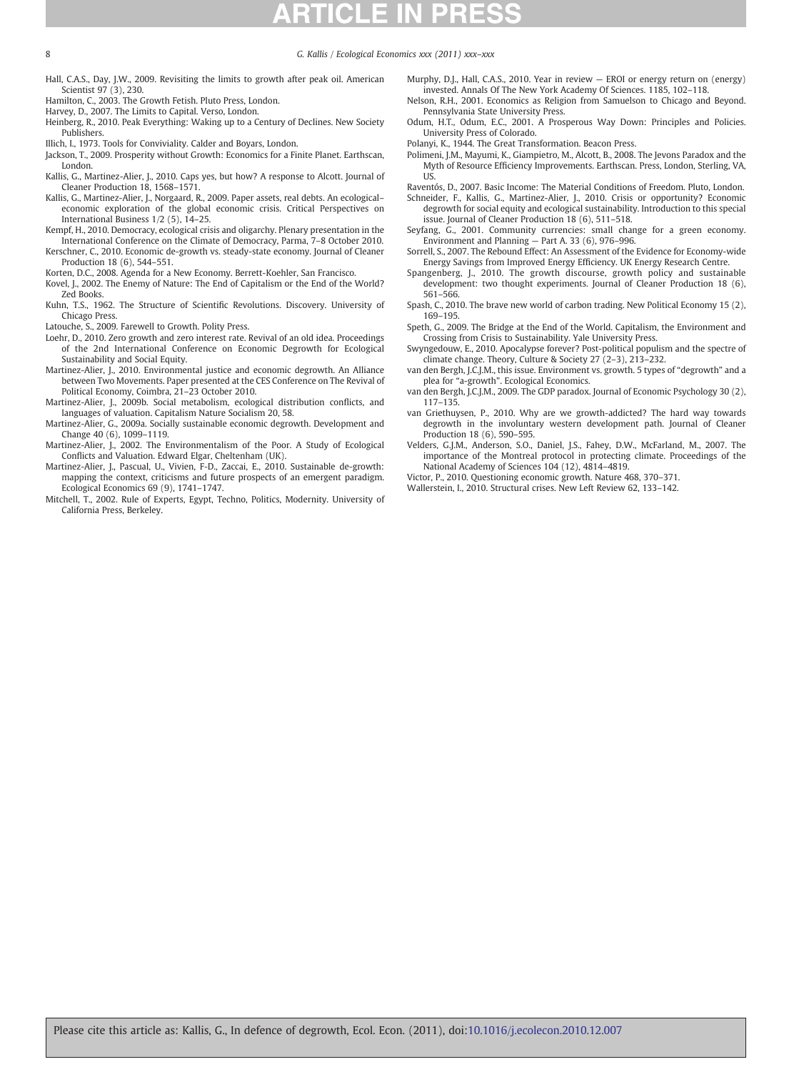Hall, C.A.S., Day, J.W., 2009. Revisiting the limits to growth after peak oil. American Scientist 97 (3), 230.

Hamilton, C., 2003. The Growth Fetish. Pluto Press, London.

Harvey, D., 2007. The Limits to Capital. Verso, London.

Heinberg, R., 2010. Peak Everything: Waking up to a Century of Declines. New Society Publishers.

Illich, I., 1973. Tools for Conviviality. Calder and Boyars, London.

Jackson, T., 2009. Prosperity without Growth: Economics for a Finite Planet. Earthscan, London.

Kallis, G., Martinez-Alier, J., 2010. Caps yes, but how? A response to Alcott. Journal of Cleaner Production 18, 1568–1571.

Kallis, G., Martinez-Alier, J., Norgaard, R., 2009. Paper assets, real debts. An ecological–economic exploration of the global economic crisis. Critical Perspectives on International Business 1/2 (5), 14–25.

Kempf, H., 2010. Democracy, ecological crisis and oligarchy. Plenary presentation in the International Conference on the Climate of Democracy, Parma, 7–8 October 2010.

Kerschner, C., 2010. Economic de-growth vs. steady-state economy. Journal of Cleaner Production 18 (6), 544–551.

Korten, D.C., 2008. Agenda for a New Economy. Berrett-Koehler, San Francisco.

Kovel, J., 2002. The Enemy of Nature: The End of Capitalism or the End of the World? Zed Books.

Kuhn, T.S., 1962. The Structure of Scientific Revolutions. Discovery. University of Chicago Press.

Latouche, S., 2009. Farewell to Growth. Polity Press.

Loehr, D., 2010. Zero growth and zero interest rate. Revival of an old idea. Proceedings of the 2nd International Conference on Economic Degrowth for Ecological Sustainability and Social Equity.

Martinez-Alier, J., 2010. Environmental justice and economic degrowth. An Alliance between Two Movements. Paper presented at the CES Conference on The Revival of Political Economy, Coimbra, 21–23 October 2010.

Martinez-Alier, J., 2009b. Social metabolism, ecological distribution conflicts, and languages of valuation. Capitalism Nature Socialism 20, 58.

Martinez-Alier, G., 2009a. Socially sustainable economic degrowth. Development and Change 40 (6), 1099–1119.

Martinez-Alier, J., 2002. The Environmentalism of the Poor. A Study of Ecological Conflicts and Valuation. Edward Elgar, Cheltenham (UK).

Martinez-Alier, J., Pascual, U., Vivien, F-D., Zaccai, E., 2010. Sustainable de-growth: mapping the context, criticisms and future prospects of an emergent paradigm. Ecological Economics 69 (9), 1741–1747.

Mitchell, T., 2002. Rule of Experts, Egypt, Techno, Politics, Modernity. University of California Press, Berkeley.

Murphy, D.J., Hall, C.A.S., 2010. Year in review — EROI or energy return on (energy) invested. Annals Of The New York Academy Of Sciences. 1185, 102–118.

Nelson, R.H., 2001. Economics as Religion from Samuelson to Chicago and Beyond. Pennsylvania State University Press.

Odum, H.T., Odum, E.C., 2001. A Prosperous Way Down: Principles and Policies. University Press of Colorado.

Polanyi, K., 1944. The Great Transformation. Beacon Press.

Polimeni, J.M., Mayumi, K., Giampietro, M., Alcott, B., 2008. The Jevons Paradox and the Myth of Resource Efficiency Improvements. Earthscan. Press, London, Sterling, VA, US.

Raventós, D., 2007. Basic Income: The Material Conditions of Freedom. Pluto, London.

Schneider, F., Kallis, G., Martinez-Alier, J., 2010. Crisis or opportunity? Economic degrowth for social equity and ecological sustainability. Introduction to this special issue. Journal of Cleaner Production 18 (6), 511–518.

Seyfang, G., 2001. Community currencies: small change for a green economy. Environment and Planning — Part A. 33 (6), 976–996.

Sorrell, S., 2007. The Rebound Effect: An Assessment of the Evidence for Economy-wide Energy Savings from Improved Energy Efficiency. UK Energy Research Centre.

Spangenberg, J., 2010. The growth discourse, growth policy and sustainable development: two thought experiments. Journal of Cleaner Production 18 (6), 561–566.

Spash, C., 2010. The brave new world of carbon trading. New Political Economy 15 (2), 169–195.

Speth, G., 2009. The Bridge at the End of the World. Capitalism, the Environment and Crossing from Crisis to Sustainability. Yale University Press.

Swyngedouw, E., 2010. Apocalypse forever? Post-political populism and the spectre of climate change. Theory, Culture & Society 27 (2–3), 213–232.

van den Bergh, J.C.J.M., this issue. Environment vs. growth. 5 types of "degrowth" and a plea for "a-growth". Ecological Economics.

van den Bergh, J.C.J.M., 2009. The GDP paradox. Journal of Economic Psychology 30 (2), 117–135.

van Griethuysen, P., 2010. Why are we growth-addicted? The hard way towards degrowth in the involuntary western development path. Journal of Cleaner Production 18 (6), 590–595.

Velders, G.J.M., Anderson, S.O., Daniel, J.S., Fahey, D.W., McFarland, M., 2007. The importance of the Montreal protocol in protecting climate. Proceedings of the National Academy of Sciences 104 (12), 4814–4819.

Victor, P., 2010. Questioning economic growth. Nature 468, 370–371.

Wallerstein, I., 2010. Structural crises. New Left Review 62, 133–142.